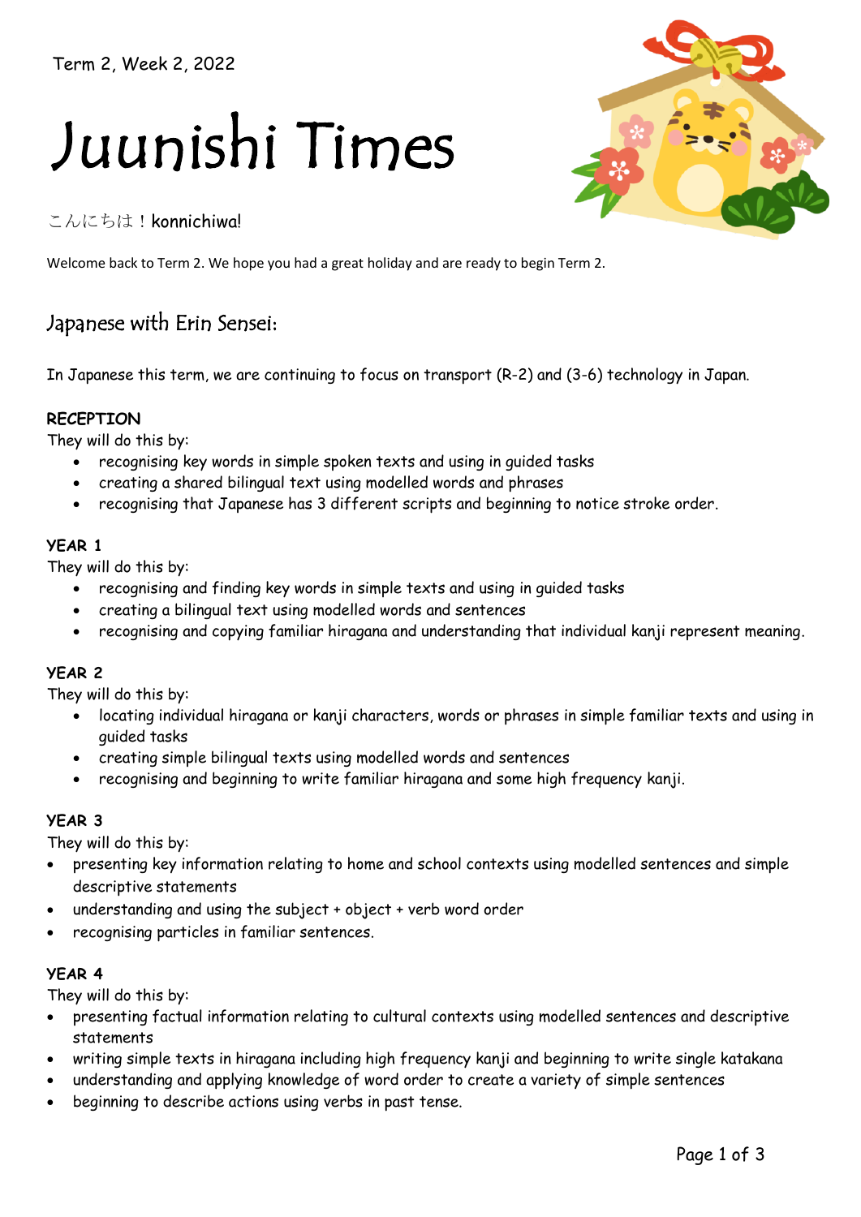Term 2, Week 2, 2022

# Juunishi Times

こんにちは！konnichiwa!

Welcome back to Term 2. We hope you had a great holiday and are ready to begin Term 2.

## Japanese with Erin Sensei:

In Japanese this term, we are continuing to focus on transport (R-2) and (3-6) technology in Japan.

**RECEPTION**

They will do this by:

- recognising key words in simple spoken texts and using in guided tasks
- creating a shared bilingual text using modelled words and phrases
- recognising that Japanese has 3 different scripts and beginning to notice stroke order.

**YEAR 1**

They will do this by:

- recognising and finding key words in simple texts and using in guided tasks
- creating a bilingual text using modelled words and sentences
- recognising and copying familiar hiragana and understanding that individual kanji represent meaning.

**YEAR 2**

They will do this by:

- locating individual hiragana or kanji characters, words or phrases in simple familiar texts and using in guided tasks
- creating simple bilingual texts using modelled words and sentences
- recognising and beginning to write familiar hiragana and some high frequency kanji.

**YEAR 3**

They will do this by:

- presenting key information relating to home and school contexts using modelled sentences and simple descriptive statements
- understanding and using the subject + object + verb word order
- recognising particles in familiar sentences.

**YEAR 4**

They will do this by:

- presenting factual information relating to cultural contexts using modelled sentences and descriptive statements
- writing simple texts in hiragana including high frequency kanji and beginning to write single katakana
- understanding and applying knowledge of word order to create a variety of simple sentences
- beginning to describe actions using verbs in past tense.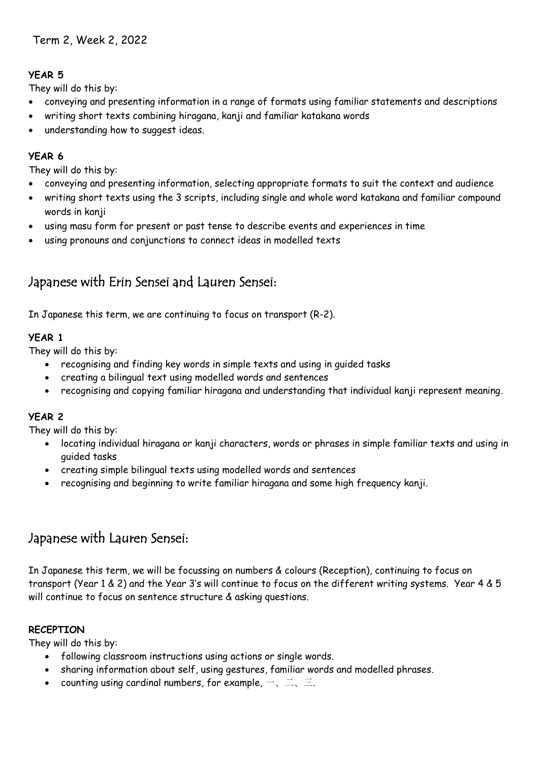Term 2, Week 2, 2022

**YEAR 5**

They will do this by:

- conveying and presenting information in a range of formats using familiar statements and descriptions
- writing short texts combining hiragana, kanji and familiar katakana words
- understanding how to suggest ideas.

**YEAR 6**

They will do this by:

- conveying and presenting information, selecting appropriate formats to suit the context and audience
- writing short texts using the 3 scripts, including single and whole word katakana and familiar compound words in kanji
- using masu form for present or past tense to describe events and experiences in time
- using pronouns and conjunctions to connect ideas in modelled texts

## Japanese with Erin Sensei and Lauren Sensei:

In Japanese this term, we are continuing to focus on transport (R-2).

**YEAR 1**

They will do this by:

- recognising and finding key words in simple texts and using in guided tasks
- creating a bilingual text using modelled words and sentences
- recognising and copying familiar hiragana and understanding that individual kanji represent meaning.

**YEAR 2**

They will do this by:

- locating individual hiragana or kanji characters, words or phrases in simple familiar texts and using in guided tasks
- creating simple bilingual texts using modelled words and sentences
- recognising and beginning to write familiar hiragana and some high frequency kanji.

## Japanese with Lauren Sensei:

In Japanese this term, we will be focussing on numbers & colours (Reception), continuing to focus on transport (Year 1 & 2) and the Year 3's will continue to focus on the different writing systems. Year 4 & 5 will continue to focus on sentence structure & asking questions.

**RECEPTION**

They will do this by:

- following classroom instructions using actions or single words.
- sharing information about self, using gestures, familiar words and modelled phrases.
- counting using cardinal numbers, for example, 一、二、三.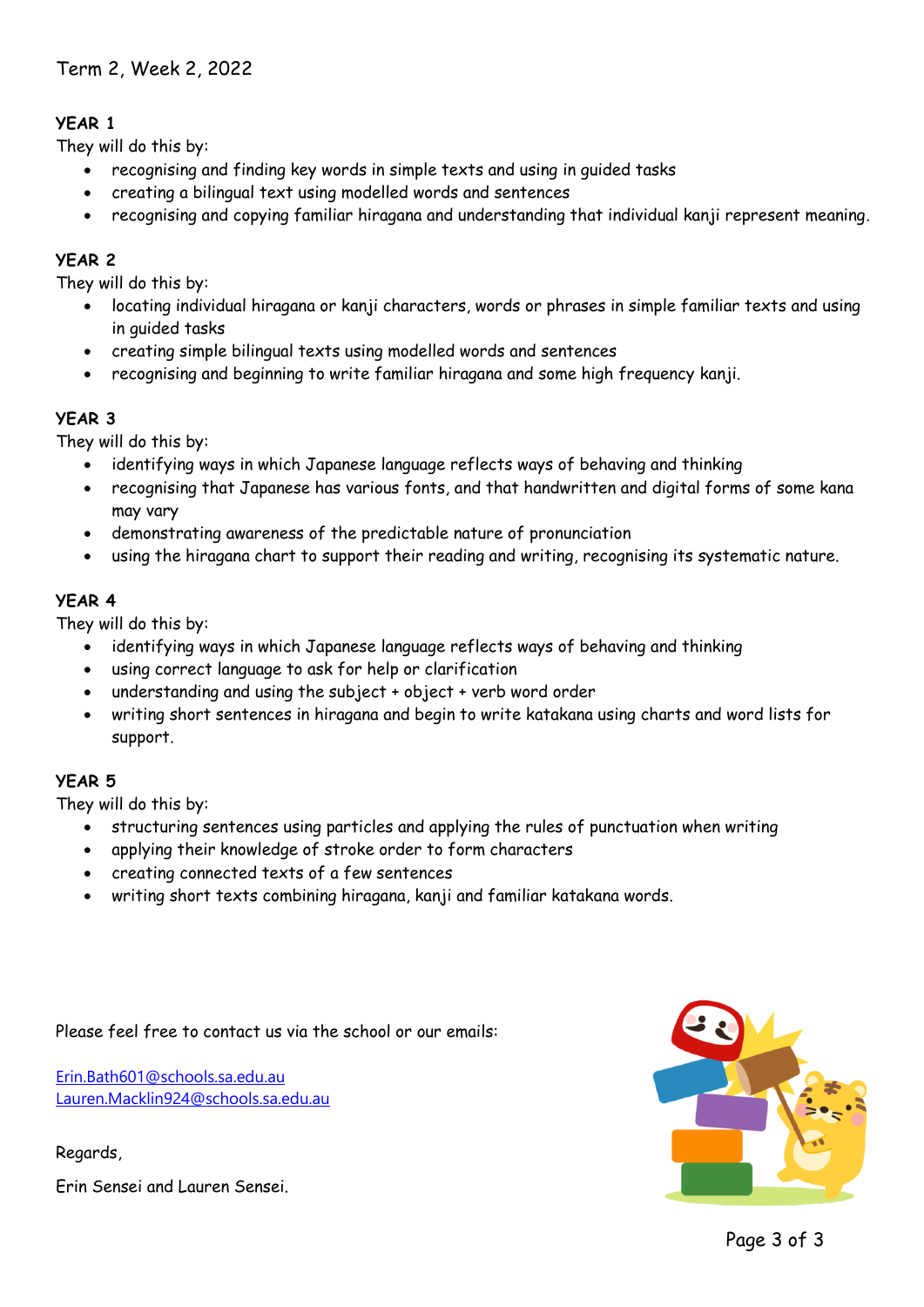Term 2, Week 2, 2022

**YEAR 1**

They will do this by:

- recognising and finding key words in simple texts and using in guided tasks
- creating a bilingual text using modelled words and sentences
- recognising and copying familiar hiragana and understanding that individual kanji represent meaning.

**YEAR 2**

They will do this by:

- locating individual hiragana or kanji characters, words or phrases in simple familiar texts and using in guided tasks
- creating simple bilingual texts using modelled words and sentences
- recognising and beginning to write familiar hiragana and some high frequency kanji.

**YEAR 3**

They will do this by:

- identifying ways in which Japanese language reflects ways of behaving and thinking
- recognising that Japanese has various fonts, and that handwritten and digital forms of some kana may vary
- demonstrating awareness of the predictable nature of pronunciation
- using the hiragana chart to support their reading and writing, recognising its systematic nature.

**YEAR 4**

They will do this by:

- identifying ways in which Japanese language reflects ways of behaving and thinking
- using correct language to ask for help or clarification
- understanding and using the subject + object + verb word order
- writing short sentences in hiragana and begin to write katakana using charts and word lists for support.

**YEAR 5**

They will do this by:

- structuring sentences using particles and applying the rules of punctuation when writing
- applying their knowledge of stroke order to form characters
- creating connected texts of a few sentences
- writing short texts combining hiragana, kanji and familiar katakana words.

Please feel free to contact us via the school or our emails:

Erin.Bath601@schools.sa.edu.au
Lauren.Macklin924@schools.sa.edu.au

Regards,

Erin Sensei and Lauren Sensei.